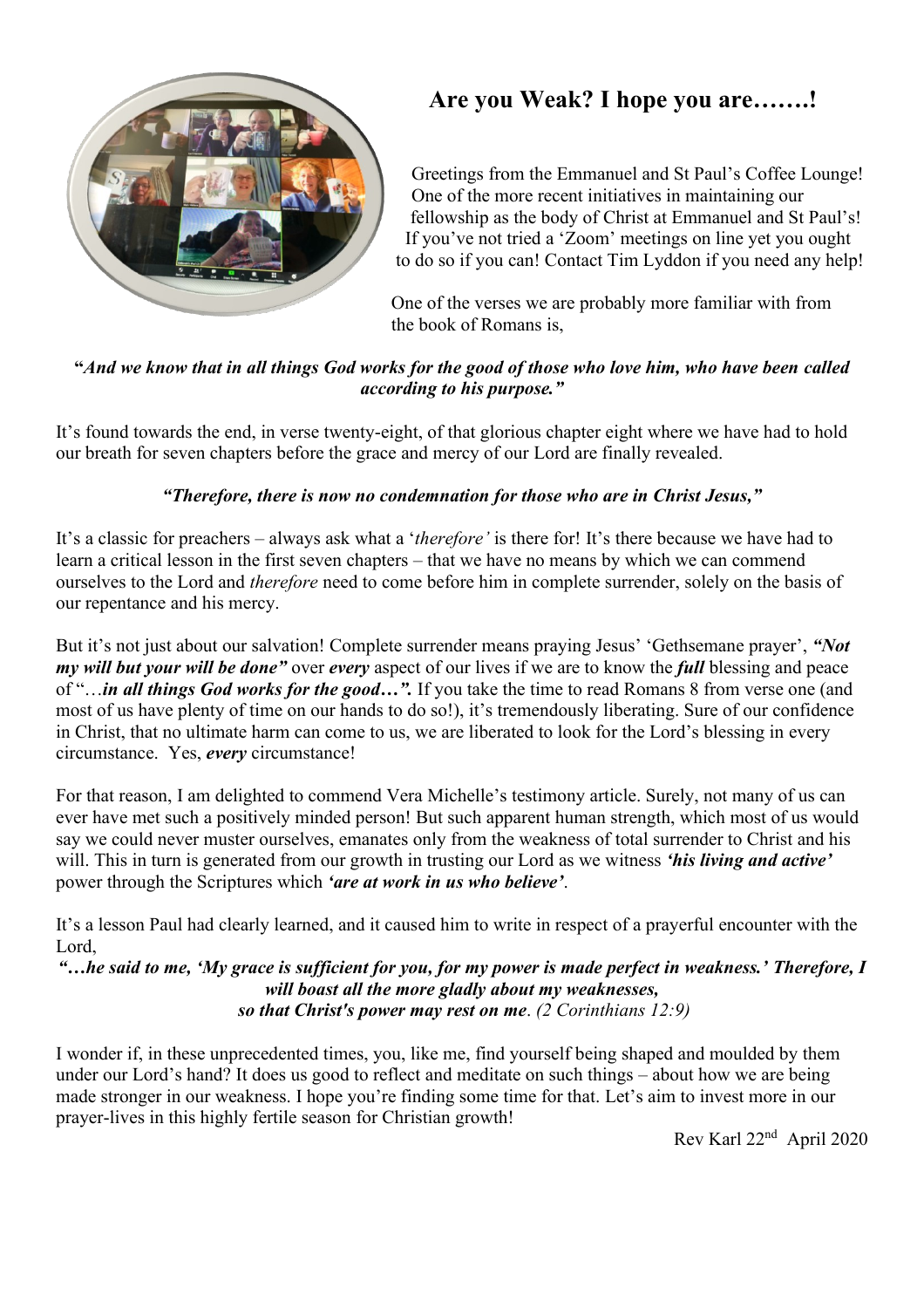# Are you Weak? I hope you are…….!

Greetings from the Emmanuel and St Paul's Coffee Lounge! One of the more recent initiatives in maintaining our fellowship as the body of Christ at Emmanuel and St Paul's! If you've not tried a 'Zoom' meetings on line yet you ought to do so if you can! Contact Tim Lyddon if you need any help!

One of the verses we are probably more familiar with from the book of Romans is,

***"And we know that in all things God works for the good of those who love him, who have been called according to his purpose."***

It's found towards the end, in verse twenty-eight, of that glorious chapter eight where we have had to hold our breath for seven chapters before the grace and mercy of our Lord are finally revealed.

***"Therefore, there is now no condemnation for those who are in Christ Jesus,"***

It's a classic for preachers – always ask what a '*therefore*' is there for! It's there because we have had to learn a critical lesson in the first seven chapters – that we have no means by which we can commend ourselves to the Lord and *therefore* need to come before him in complete surrender, solely on the basis of our repentance and his mercy.

But it's not just about our salvation! Complete surrender means praying Jesus' 'Gethsemane prayer', ***"Not my will but your will be done"*** over ***every*** aspect of our lives if we are to know the ***full*** blessing and peace of "…***in all things God works for the good…".*** If you take the time to read Romans 8 from verse one (and most of us have plenty of time on our hands to do so!), it's tremendously liberating. Sure of our confidence in Christ, that no ultimate harm can come to us, we are liberated to look for the Lord's blessing in every circumstance. Yes, ***every*** circumstance!

For that reason, I am delighted to commend Vera Michelle's testimony article. Surely, not many of us can ever have met such a positively minded person! But such apparent human strength, which most of us would say we could never muster ourselves, emanates only from the weakness of total surrender to Christ and his will. This in turn is generated from our growth in trusting our Lord as we witness ***'his living and active'*** power through the Scriptures which ***'are at work in us who believe'***.

It's a lesson Paul had clearly learned, and it caused him to write in respect of a prayerful encounter with the Lord,

***"…he said to me, 'My grace is sufficient for you, for my power is made perfect in weakness.' Therefore, I will boast all the more gladly about my weaknesses, so that Christ's power may rest on me****. (2 Corinthians 12:9)*

I wonder if, in these unprecedented times, you, like me, find yourself being shaped and moulded by them under our Lord's hand? It does us good to reflect and meditate on such things – about how we are being made stronger in our weakness. I hope you're finding some time for that. Let's aim to invest more in our prayer-lives in this highly fertile season for Christian growth!

Rev Karl 22nd April 2020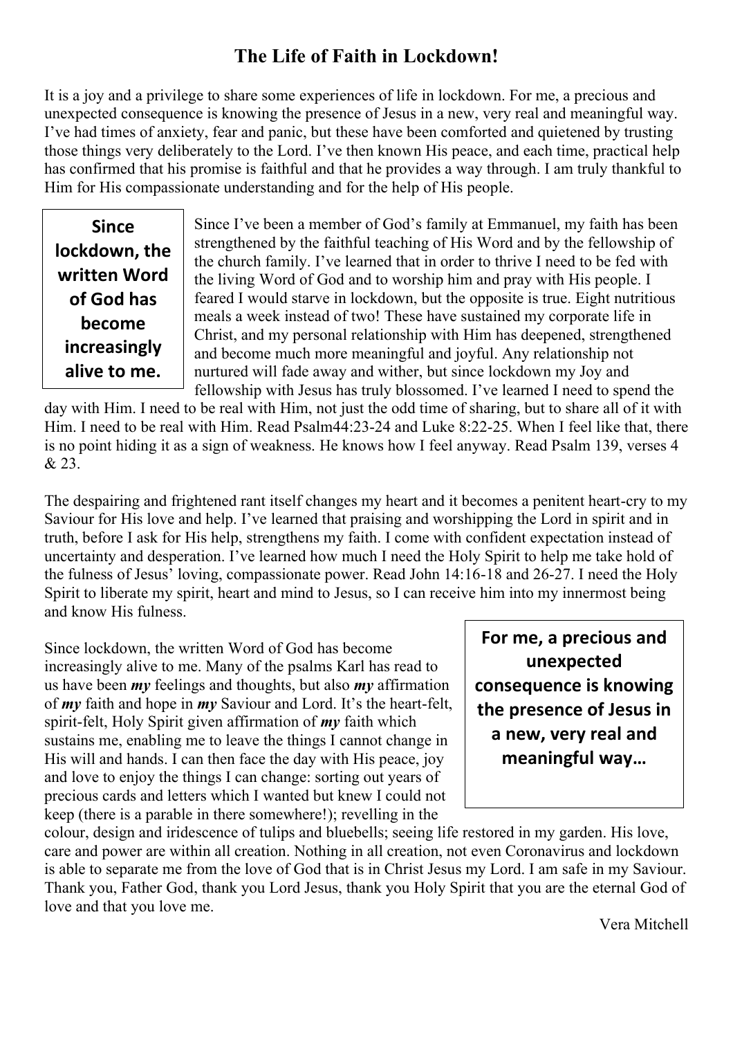## The Life of Faith in Lockdown!

It is a joy and a privilege to share some experiences of life in lockdown. For me, a precious and unexpected consequence is knowing the presence of Jesus in a new, very real and meaningful way. I've had times of anxiety, fear and panic, but these have been comforted and quietened by trusting those things very deliberately to the Lord. I've then known His peace, and each time, practical help has confirmed that his promise is faithful and that he provides a way through. I am truly thankful to Him for His compassionate understanding and for the help of His people.

> **Since lockdown, the written Word of God has become increasingly alive to me.**

Since I've been a member of God's family at Emmanuel, my faith has been strengthened by the faithful teaching of His Word and by the fellowship of the church family. I've learned that in order to thrive I need to be fed with the living Word of God and to worship him and pray with His people. I feared I would starve in lockdown, but the opposite is true. Eight nutritious meals a week instead of two! These have sustained my corporate life in Christ, and my personal relationship with Him has deepened, strengthened and become much more meaningful and joyful. Any relationship not nurtured will fade away and wither, but since lockdown my Joy and fellowship with Jesus has truly blossomed. I've learned I need to spend the day with Him. I need to be real with Him, not just the odd time of sharing, but to share all of it with Him. I need to be real with Him. Read Psalm44:23-24 and Luke 8:22-25. When I feel like that, there is no point hiding it as a sign of weakness. He knows how I feel anyway. Read Psalm 139, verses 4 & 23.

The despairing and frightened rant itself changes my heart and it becomes a penitent heart-cry to my Saviour for His love and help. I've learned that praising and worshipping the Lord in spirit and in truth, before I ask for His help, strengthens my faith. I come with confident expectation instead of uncertainty and desperation. I've learned how much I need the Holy Spirit to help me take hold of the fulness of Jesus' loving, compassionate power. Read John 14:16-18 and 26-27. I need the Holy Spirit to liberate my spirit, heart and mind to Jesus, so I can receive him into my innermost being and know His fulness.

> **For me, a precious and unexpected consequence is knowing the presence of Jesus in a new, very real and meaningful way…**

Since lockdown, the written Word of God has become increasingly alive to me. Many of the psalms Karl has read to us have been ***my*** feelings and thoughts, but also ***my*** affirmation of ***my*** faith and hope in ***my*** Saviour and Lord. It's the heart-felt, spirit-felt, Holy Spirit given affirmation of ***my*** faith which sustains me, enabling me to leave the things I cannot change in His will and hands. I can then face the day with His peace, joy and love to enjoy the things I can change: sorting out years of precious cards and letters which I wanted but knew I could not keep (there is a parable in there somewhere!); revelling in the colour, design and iridescence of tulips and bluebells; seeing life restored in my garden. His love, care and power are within all creation. Nothing in all creation, not even Coronavirus and lockdown is able to separate me from the love of God that is in Christ Jesus my Lord. I am safe in my Saviour. Thank you, Father God, thank you Lord Jesus, thank you Holy Spirit that you are the eternal God of love and that you love me.

Vera Mitchell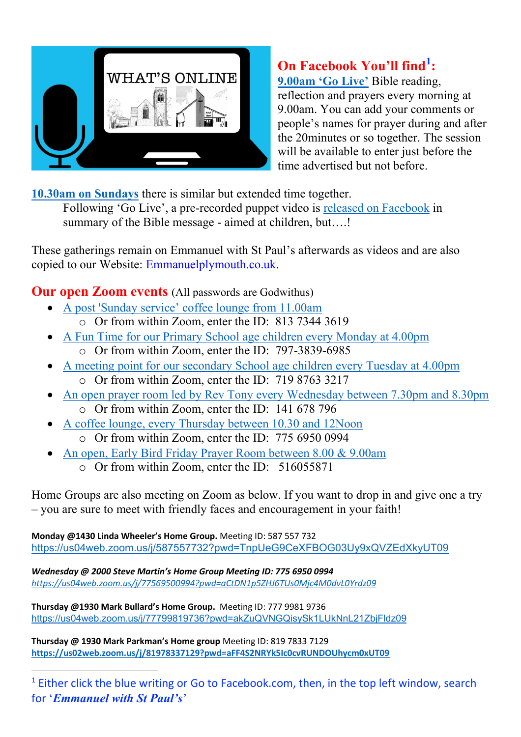## On Facebook You'll find[1]:

9.00am 'Go Live' Bible reading, reflection and prayers every morning at 9.00am. You can add your comments or people's names for prayer during and after the 20minutes or so together. The session will be available to enter just before the time advertised but not before.

10.30am on Sundays there is similar but extended time together.

Following 'Go Live', a pre-recorded puppet video is released on Facebook in summary of the Bible message - aimed at children, but….!

These gatherings remain on Emmanuel with St Paul's afterwards as videos and are also copied to our Website: Emmanuelplymouth.co.uk.

## Our open Zoom events (All passwords are Godwithus)

- A post 'Sunday service' coffee lounge from 11.00am
  - Or from within Zoom, enter the ID: 813 7344 3619
- A Fun Time for our Primary School age children every Monday at 4.00pm
  - Or from within Zoom, enter the ID: 797-3839-6985
- A meeting point for our secondary School age children every Tuesday at 4.00pm
  - Or from within Zoom, enter the ID: 719 8763 3217
- An open prayer room led by Rev Tony every Wednesday between 7.30pm and 8.30pm
  - Or from within Zoom, enter the ID: 141 678 796
- A coffee lounge, every Thursday between 10.30 and 12Noon
  - Or from within Zoom, enter the ID: 775 6950 0994
- An open, Early Bird Friday Prayer Room between 8.00 & 9.00am
  - Or from within Zoom, enter the ID: 516055871

Home Groups are also meeting on Zoom as below. If you want to drop in and give one a try – you are sure to meet with friendly faces and encouragement in your faith!

**Monday @1430 Linda Wheeler's Home Group.** Meeting ID: 587 557 732
https://us04web.zoom.us/j/587557732?pwd=TnpUeG9CeXFBOG03Uy9xQVZEdXkyUT09

***Wednesday @ 2000 Steve Martin's Home Group Meeting ID: 775 6950 0994***
*https://us04web.zoom.us/j/77569500994?pwd=aCtDN1p5ZHJ6TUs0Mjc4M0dvL0Yrdz09*

**Thursday @1930 Mark Bullard's Home Group.** Meeting ID: 777 9981 9736
https://us04web.zoom.us/j/77799819736?pwd=akZuQVNGQisySk1LUkNnL21ZbjFldz09

**Thursday @ 1930 Mark Parkman's Home group** Meeting ID: 819 7833 7129
**https://us02web.zoom.us/j/81978337129?pwd=aFF4S2NRYk5Ic0cvRUNDOUhycm0xUT09**

---

[1] Either click the blue writing or Go to Facebook.com, then, in the top left window, search for '***Emmanuel with St Paul's***'